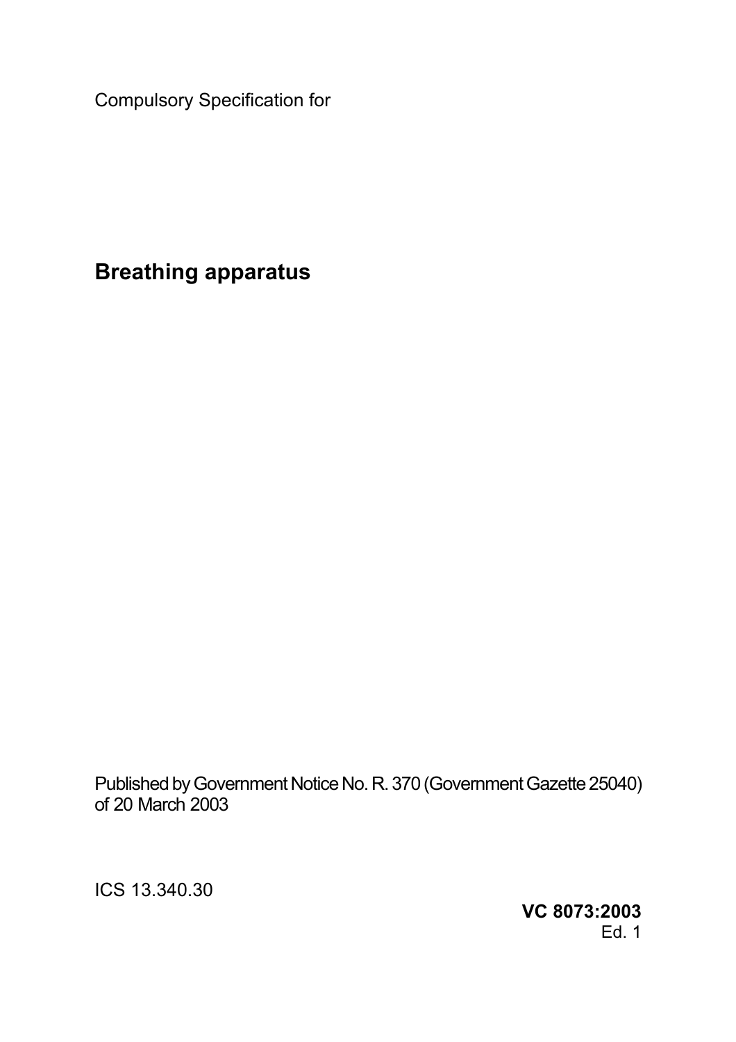Compulsory Specification for

# Breathing apparatus

Published by Government Notice No. R. 370 (Government Gazette 25040) of 20 March 2003

ICS 13.340.30

**VC 8073:2003**
Ed. 1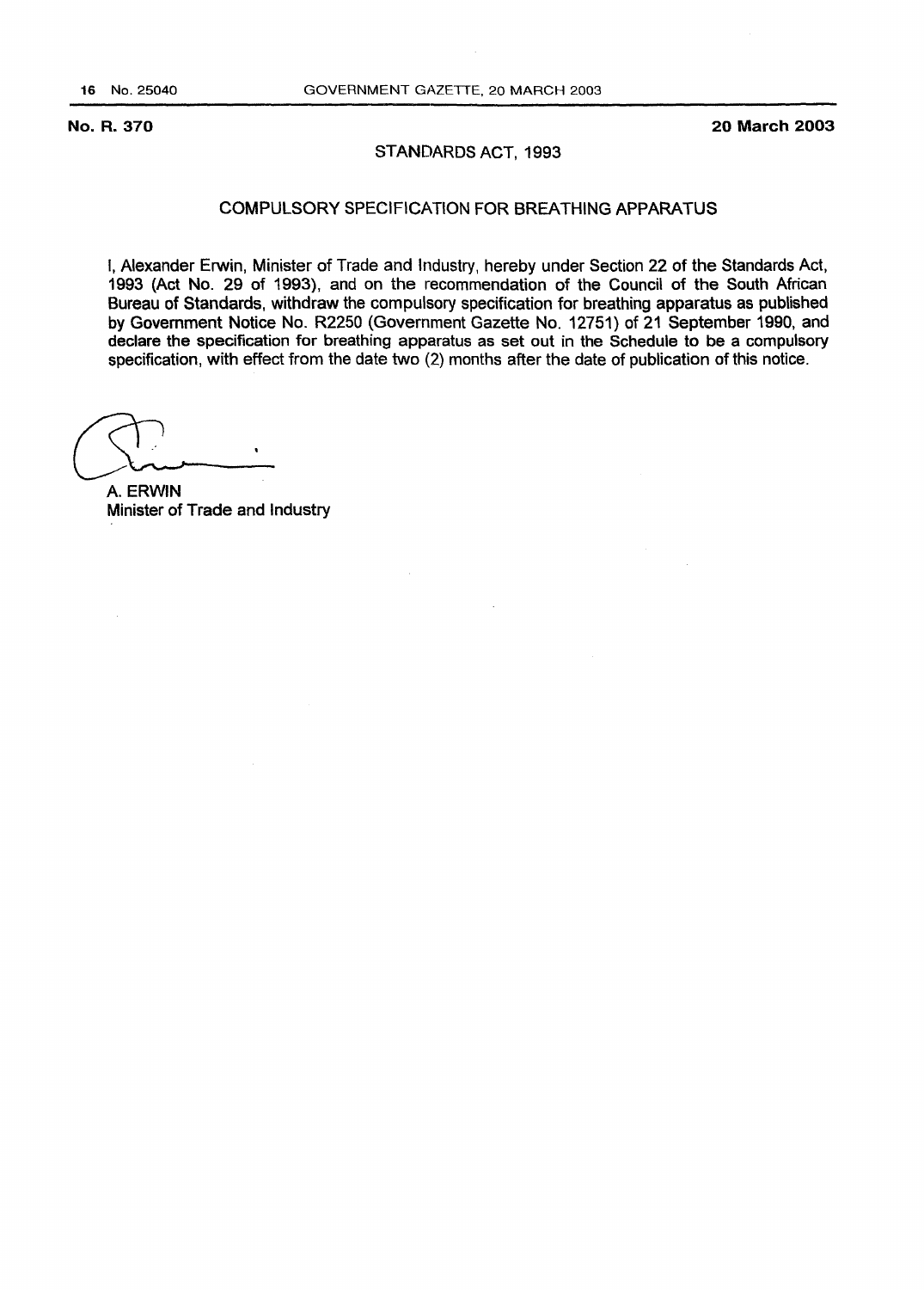**No. R. 370**

**20 March 2003**

STANDARDS ACT, 1993

COMPULSORY SPECIFICATION FOR BREATHING APPARATUS

I, Alexander Erwin, Minister of Trade and Industry, hereby under Section 22 of the Standards Act, 1993 (Act No. 29 of 1993), and on the recommendation of the Council of the South African Bureau of Standards, withdraw the compulsory specification for breathing apparatus as published by Government Notice No. R2250 (Government Gazette No. 12751) of 21 September 1990, and declare the specification for breathing apparatus as set out in the Schedule to be a compulsory specification, with effect from the date two (2) months after the date of publication of this notice.

A. ERWIN
Minister of Trade and Industry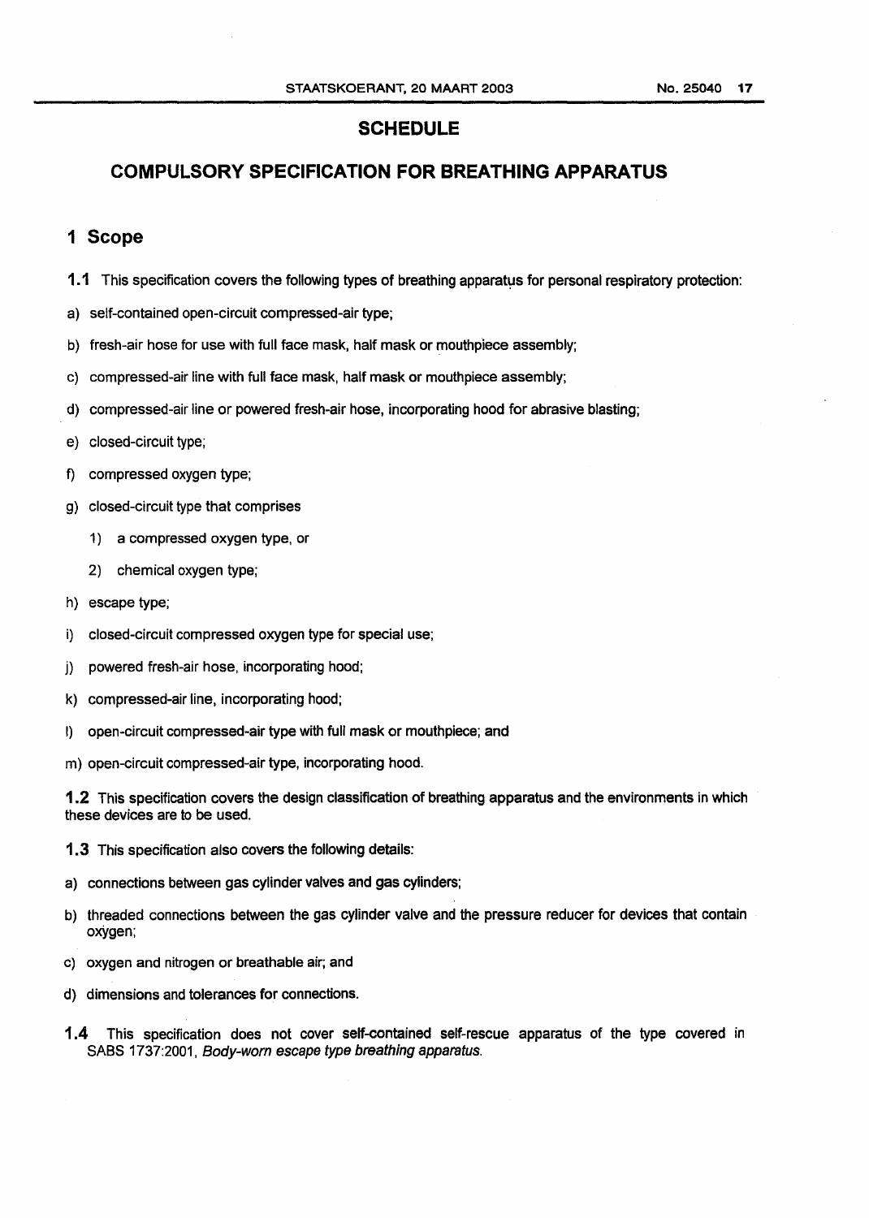# SCHEDULE

# COMPULSORY SPECIFICATION FOR BREATHING APPARATUS

## 1 Scope

**1.1** This specification covers the following types of breathing apparatus for personal respiratory protection:

a) self-contained open-circuit compressed-air type;

b) fresh-air hose for use with full face mask, half mask or mouthpiece assembly;

c) compressed-air line with full face mask, half mask or mouthpiece assembly;

d) compressed-air line or powered fresh-air hose, incorporating hood for abrasive blasting;

e) closed-circuit type;

f) compressed oxygen type;

g) closed-circuit type that comprises

1) a compressed oxygen type, or

2) chemical oxygen type;

h) escape type;

i) closed-circuit compressed oxygen type for special use;

j) powered fresh-air hose, incorporating hood;

k) compressed-air line, incorporating hood;

l) open-circuit compressed-air type with full mask or mouthpiece; and

m) open-circuit compressed-air type, incorporating hood.

**1.2** This specification covers the design classification of breathing apparatus and the environments in which these devices are to be used.

**1.3** This specification also covers the following details:

a) connections between gas cylinder valves and gas cylinders;

b) threaded connections between the gas cylinder valve and the pressure reducer for devices that contain oxygen;

c) oxygen and nitrogen or breathable air; and

d) dimensions and tolerances for connections.

**1.4** This specification does not cover self-contained self-rescue apparatus of the type covered in SABS 1737:2001, *Body-worn escape type breathing apparatus*.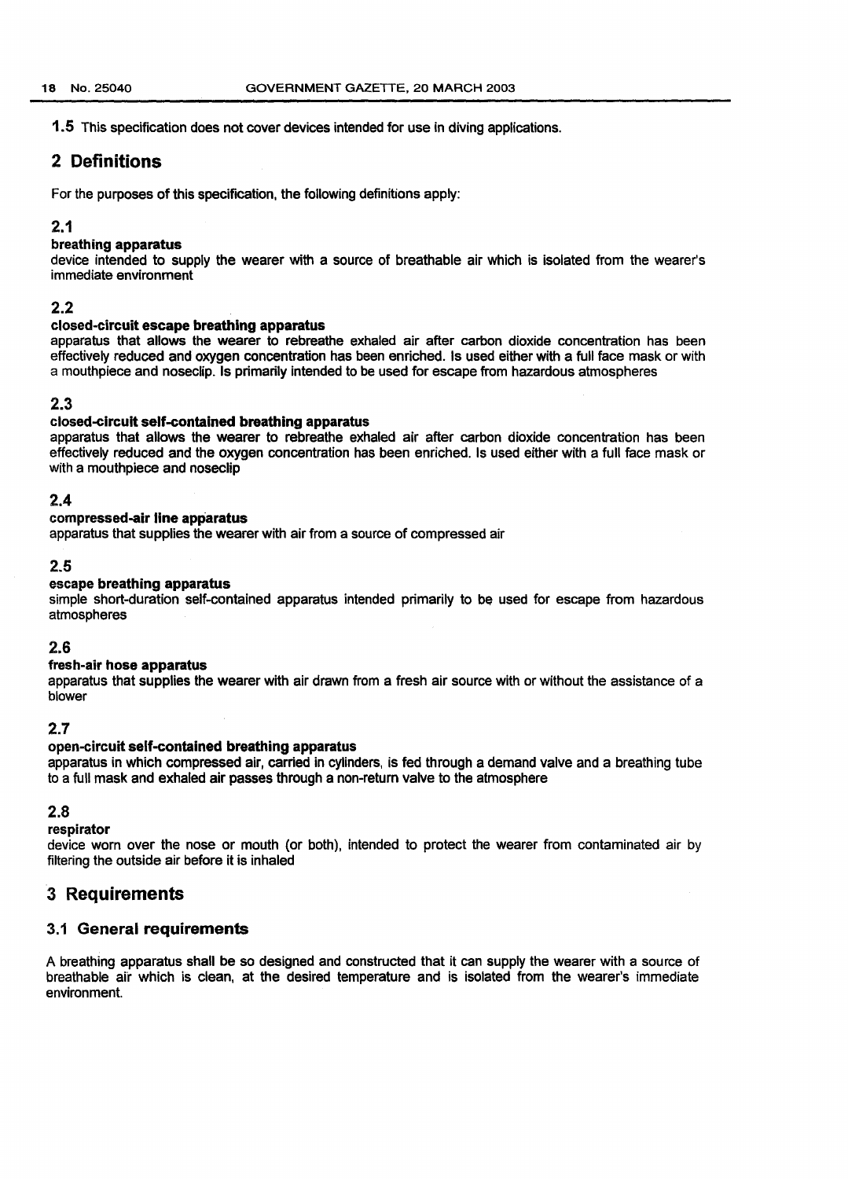**1.5** This specification does not cover devices intended for use in diving applications.

## 2 Definitions

For the purposes of this specification, the following definitions apply:

### 2.1

**breathing apparatus**
device intended to supply the wearer with a source of breathable air which is isolated from the wearer's immediate environment

### 2.2

**closed-circuit escape breathing apparatus**
apparatus that allows the wearer to rebreathe exhaled air after carbon dioxide concentration has been effectively reduced and oxygen concentration has been enriched. Is used either with a full face mask or with a mouthpiece and noseclip. Is primarily intended to be used for escape from hazardous atmospheres

### 2.3

**closed-circuit self-contained breathing apparatus**
apparatus that allows the wearer to rebreathe exhaled air after carbon dioxide concentration has been effectively reduced and the oxygen concentration has been enriched. Is used either with a full face mask or with a mouthpiece and noseclip

### 2.4

**compressed-air line apparatus**
apparatus that supplies the wearer with air from a source of compressed air

### 2.5

**escape breathing apparatus**
simple short-duration self-contained apparatus intended primarily to be used for escape from hazardous atmospheres

### 2.6

**fresh-air hose apparatus**
apparatus that supplies the wearer with air drawn from a fresh air source with or without the assistance of a blower

### 2.7

**open-circuit self-contained breathing apparatus**
apparatus in which compressed air, carried in cylinders, is fed through a demand valve and a breathing tube to a full mask and exhaled air passes through a non-return valve to the atmosphere

### 2.8

**respirator**
device worn over the nose or mouth (or both), intended to protect the wearer from contaminated air by filtering the outside air before it is inhaled

## 3 Requirements

### 3.1 General requirements

A breathing apparatus shall be so designed and constructed that it can supply the wearer with a source of breathable air which is clean, at the desired temperature and is isolated from the wearer's immediate environment.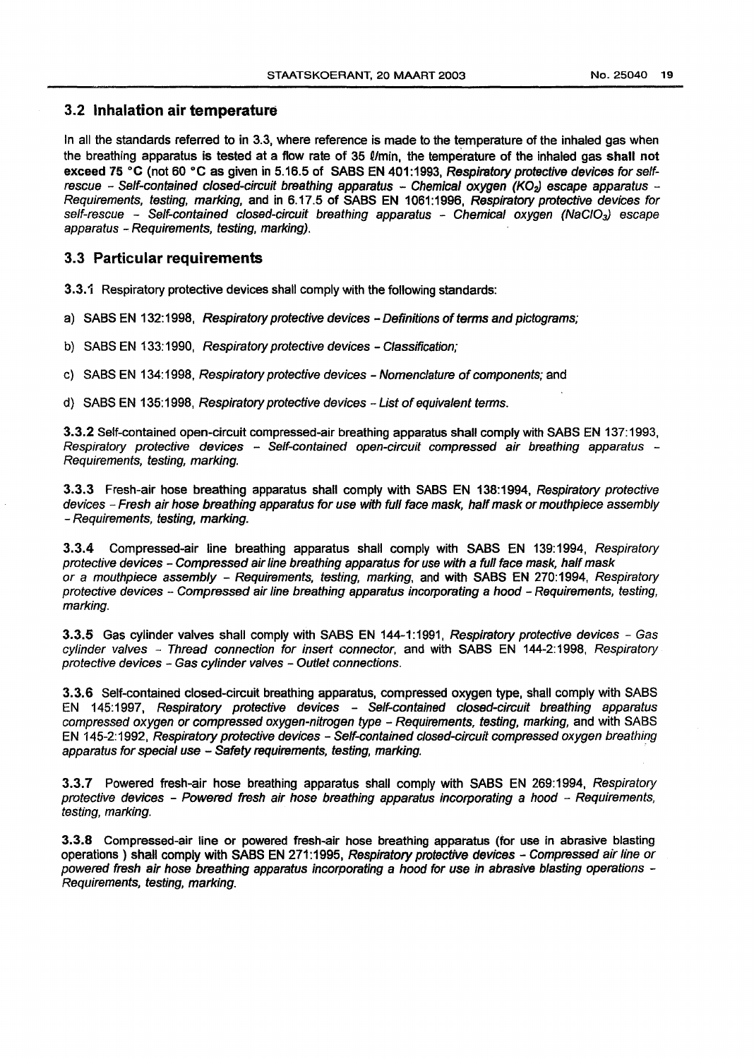## 3.2 Inhalation air temperature

In all the standards referred to in 3.3, where reference is made to the temperature of the inhaled gas when the breathing apparatus is tested at a flow rate of 35 ℓ/min, the temperature of the inhaled gas **shall not exceed 75 °C** (not 60 °C as given in 5.16.5 of SABS EN 401:1993, *Respiratory protective devices for self-rescue – Self-contained closed-circuit breathing apparatus – Chemical oxygen ($KO_2$) escape apparatus – Requirements, testing, marking*, and in 6.17.5 of SABS EN 1061:1996, *Respiratory protective devices for self-rescue – Self-contained closed-circuit breathing apparatus – Chemical oxygen ($NaClO_3$) escape apparatus – Requirements, testing, marking*).

## 3.3 Particular requirements

**3.3.1** Respiratory protective devices shall comply with the following standards:

a) SABS EN 132:1998, *Respiratory protective devices – Definitions of terms and pictograms;*

b) SABS EN 133:1990, *Respiratory protective devices – Classification;*

c) SABS EN 134:1998, *Respiratory protective devices – Nomenclature of components;* and

d) SABS EN 135:1998, *Respiratory protective devices – List of equivalent terms.*

**3.3.2** Self-contained open-circuit compressed-air breathing apparatus shall comply with SABS EN 137:1993, *Respiratory protective devices – Self-contained open-circuit compressed air breathing apparatus – Requirements, testing, marking.*

**3.3.3** Fresh-air hose breathing apparatus shall comply with SABS EN 138:1994, *Respiratory protective devices – Fresh air hose breathing apparatus for use with full face mask, half mask or mouthpiece assembly – Requirements, testing, marking.*

**3.3.4** Compressed-air line breathing apparatus shall comply with SABS EN 139:1994, *Respiratory protective devices – Compressed air line breathing apparatus for use with a full face mask, half mask or a mouthpiece assembly – Requirements, testing, marking*, and with SABS EN 270:1994, *Respiratory protective devices – Compressed air line breathing apparatus incorporating a hood – Requirements, testing, marking.*

**3.3.5** Gas cylinder valves shall comply with SABS EN 144-1:1991, *Respiratory protective devices – Gas cylinder valves – Thread connection for insert connector*, and with SABS EN 144-2:1998, *Respiratory protective devices – Gas cylinder valves – Outlet connections.*

**3.3.6** Self-contained closed-circuit breathing apparatus, compressed oxygen type, shall comply with SABS EN 145:1997, *Respiratory protective devices – Self-contained closed-circuit breathing apparatus compressed oxygen or compressed oxygen-nitrogen type – Requirements, testing, marking*, and with SABS EN 145-2:1992, *Respiratory protective devices – Self-contained closed-circuit compressed oxygen breathing apparatus for special use – Safety requirements, testing, marking.*

**3.3.7** Powered fresh-air hose breathing apparatus shall comply with SABS EN 269:1994, *Respiratory protective devices – Powered fresh air hose breathing apparatus incorporating a hood – Requirements, testing, marking.*

**3.3.8** Compressed-air line or powered fresh-air hose breathing apparatus (for use in abrasive blasting operations ) shall comply with SABS EN 271:1995, *Respiratory protective devices – Compressed air line or powered fresh air hose breathing apparatus incorporating a hood for use in abrasive blasting operations – Requirements, testing, marking.*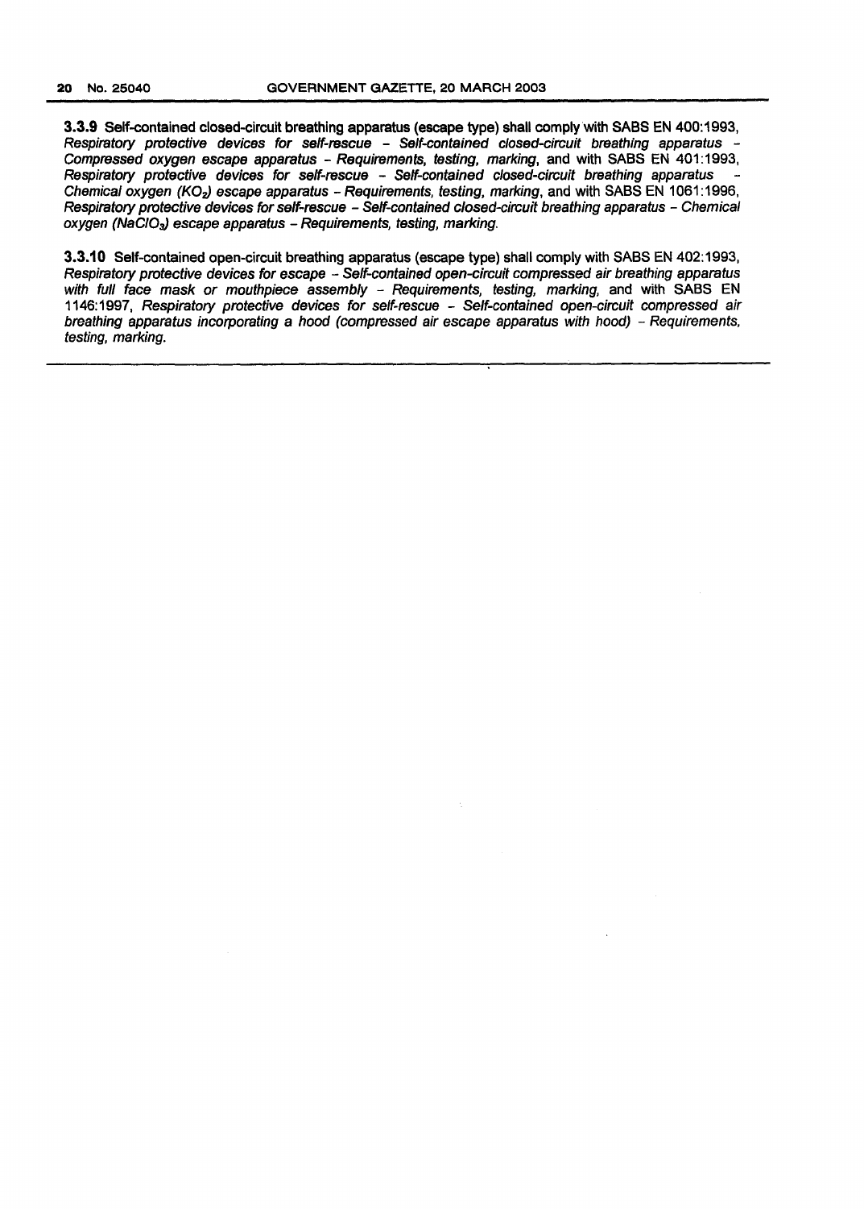**3.3.9** **Self-contained closed-circuit breathing apparatus (escape type) shall comply with SABS EN 400:1993,** *Respiratory protective devices for self-rescue – Self-contained closed-circuit breathing apparatus – Compressed oxygen escape apparatus – Requirements, testing, marking*, and with SABS EN 401:1993, *Respiratory protective devices for self-rescue – Self-contained closed-circuit breathing apparatus – Chemical oxygen ($KO_2$) escape apparatus – Requirements, testing, marking*, and with SABS EN 1061:1996, *Respiratory protective devices for self-rescue – Self-contained closed-circuit breathing apparatus – Chemical oxygen ($NaClO_3$) escape apparatus – Requirements, testing, marking.*

**3.3.10** **Self-contained open-circuit breathing apparatus (escape type) shall comply with SABS EN 402:1993,** *Respiratory protective devices for escape – Self-contained open-circuit compressed air breathing apparatus with full face mask or mouthpiece assembly – Requirements, testing, marking*, and with SABS EN 1146:1997, *Respiratory protective devices for self-rescue – Self-contained open-circuit compressed air breathing apparatus incorporating a hood (compressed air escape apparatus with hood) – Requirements, testing, marking.*